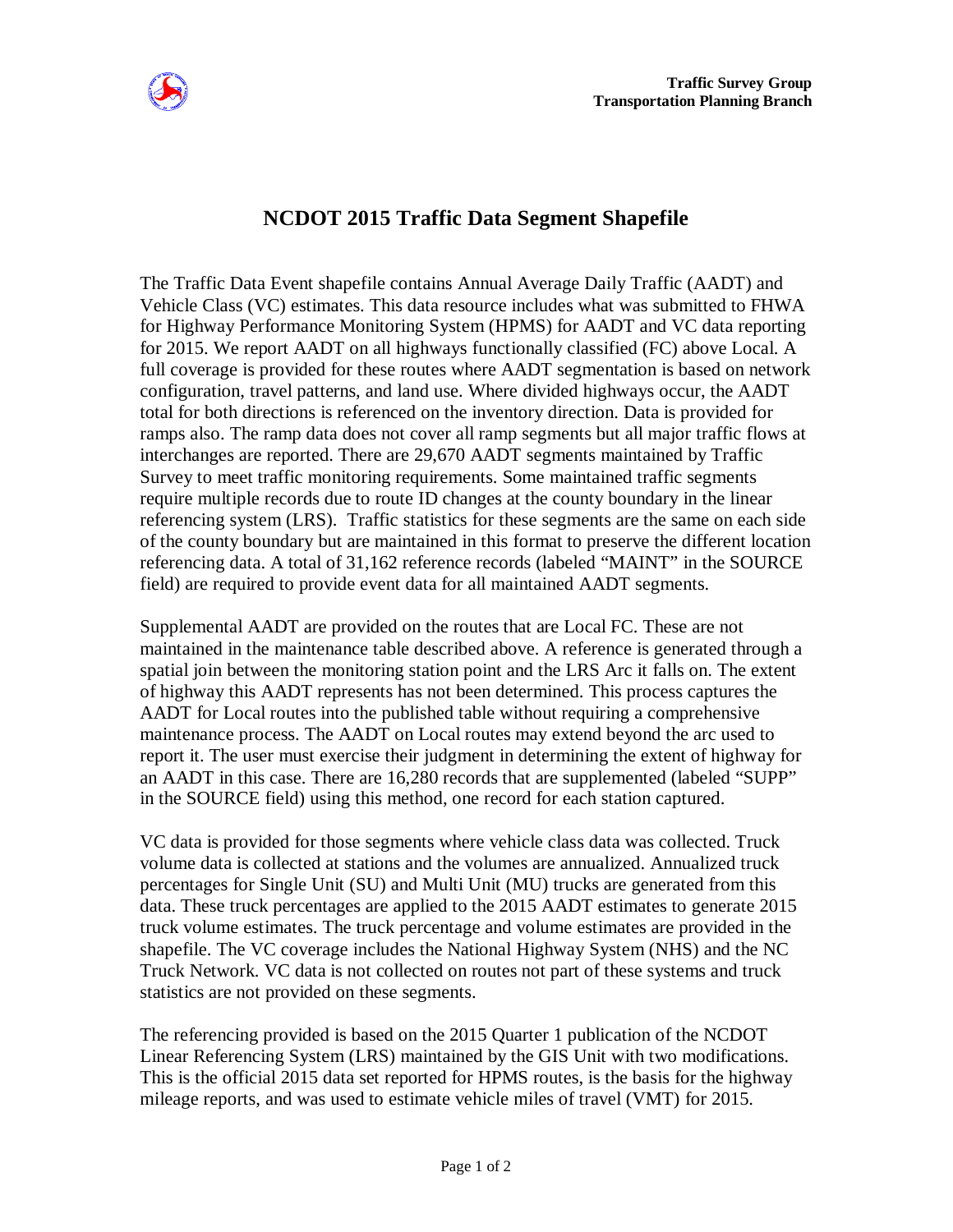Traffic Survey Group
Transportation Planning Branch

# NCDOT 2015 Traffic Data Segment Shapefile

The Traffic Data Event shapefile contains Annual Average Daily Traffic (AADT) and Vehicle Class (VC) estimates. This data resource includes what was submitted to FHWA for Highway Performance Monitoring System (HPMS) for AADT and VC data reporting for 2015. We report AADT on all highways functionally classified (FC) above Local. A full coverage is provided for these routes where AADT segmentation is based on network configuration, travel patterns, and land use. Where divided highways occur, the AADT total for both directions is referenced on the inventory direction. Data is provided for ramps also. The ramp data does not cover all ramp segments but all major traffic flows at interchanges are reported. There are 29,670 AADT segments maintained by Traffic Survey to meet traffic monitoring requirements. Some maintained traffic segments require multiple records due to route ID changes at the county boundary in the linear referencing system (LRS). Traffic statistics for these segments are the same on each side of the county boundary but are maintained in this format to preserve the different location referencing data. A total of 31,162 reference records (labeled "MAINT" in the SOURCE field) are required to provide event data for all maintained AADT segments.

Supplemental AADT are provided on the routes that are Local FC. These are not maintained in the maintenance table described above. A reference is generated through a spatial join between the monitoring station point and the LRS Arc it falls on. The extent of highway this AADT represents has not been determined. This process captures the AADT for Local routes into the published table without requiring a comprehensive maintenance process. The AADT on Local routes may extend beyond the arc used to report it. The user must exercise their judgment in determining the extent of highway for an AADT in this case. There are 16,280 records that are supplemented (labeled "SUPP" in the SOURCE field) using this method, one record for each station captured.

VC data is provided for those segments where vehicle class data was collected. Truck volume data is collected at stations and the volumes are annualized. Annualized truck percentages for Single Unit (SU) and Multi Unit (MU) trucks are generated from this data. These truck percentages are applied to the 2015 AADT estimates to generate 2015 truck volume estimates. The truck percentage and volume estimates are provided in the shapefile. The VC coverage includes the National Highway System (NHS) and the NC Truck Network. VC data is not collected on routes not part of these systems and truck statistics are not provided on these segments.

The referencing provided is based on the 2015 Quarter 1 publication of the NCDOT Linear Referencing System (LRS) maintained by the GIS Unit with two modifications. This is the official 2015 data set reported for HPMS routes, is the basis for the highway mileage reports, and was used to estimate vehicle miles of travel (VMT) for 2015.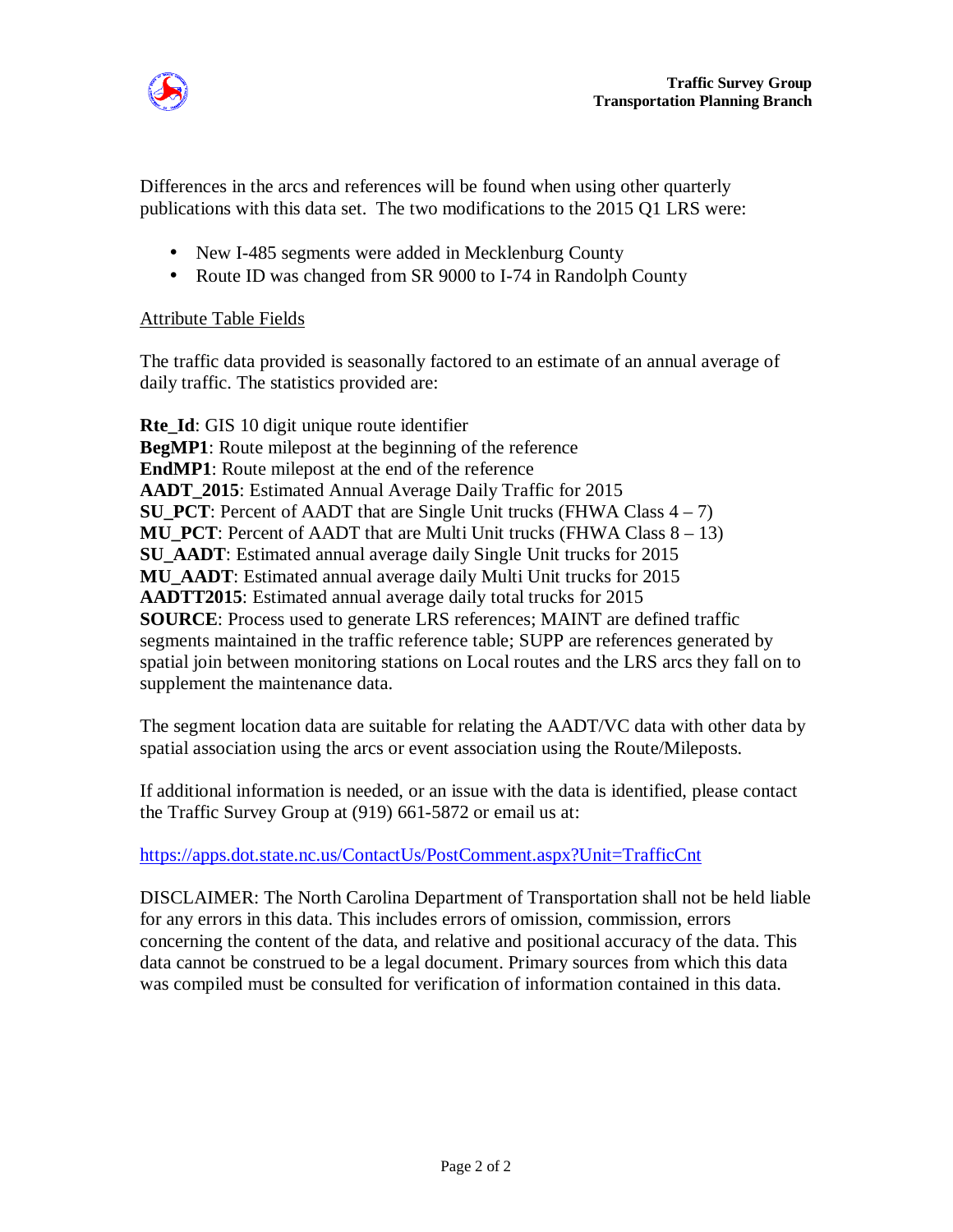Differences in the arcs and references will be found when using other quarterly publications with this data set. The two modifications to the 2015 Q1 LRS were:

- New I-485 segments were added in Mecklenburg County
- Route ID was changed from SR 9000 to I-74 in Randolph County

Attribute Table Fields

The traffic data provided is seasonally factored to an estimate of an annual average of daily traffic. The statistics provided are:

**Rte_Id**: GIS 10 digit unique route identifier
**BegMP1**: Route milepost at the beginning of the reference
**EndMP1**: Route milepost at the end of the reference
**AADT_2015**: Estimated Annual Average Daily Traffic for 2015
**SU_PCT**: Percent of AADT that are Single Unit trucks (FHWA Class 4 – 7)
**MU_PCT**: Percent of AADT that are Multi Unit trucks (FHWA Class 8 – 13)
**SU_AADT**: Estimated annual average daily Single Unit trucks for 2015
**MU_AADT**: Estimated annual average daily Multi Unit trucks for 2015
**AADTT2015**: Estimated annual average daily total trucks for 2015
**SOURCE**: Process used to generate LRS references; MAINT are defined traffic segments maintained in the traffic reference table; SUPP are references generated by spatial join between monitoring stations on Local routes and the LRS arcs they fall on to supplement the maintenance data.

The segment location data are suitable for relating the AADT/VC data with other data by spatial association using the arcs or event association using the Route/Mileposts.

If additional information is needed, or an issue with the data is identified, please contact the Traffic Survey Group at (919) 661-5872 or email us at:

https://apps.dot.state.nc.us/ContactUs/PostComment.aspx?Unit=TrafficCnt

DISCLAIMER: The North Carolina Department of Transportation shall not be held liable for any errors in this data. This includes errors of omission, commission, errors concerning the content of the data, and relative and positional accuracy of the data. This data cannot be construed to be a legal document. Primary sources from which this data was compiled must be consulted for verification of information contained in this data.